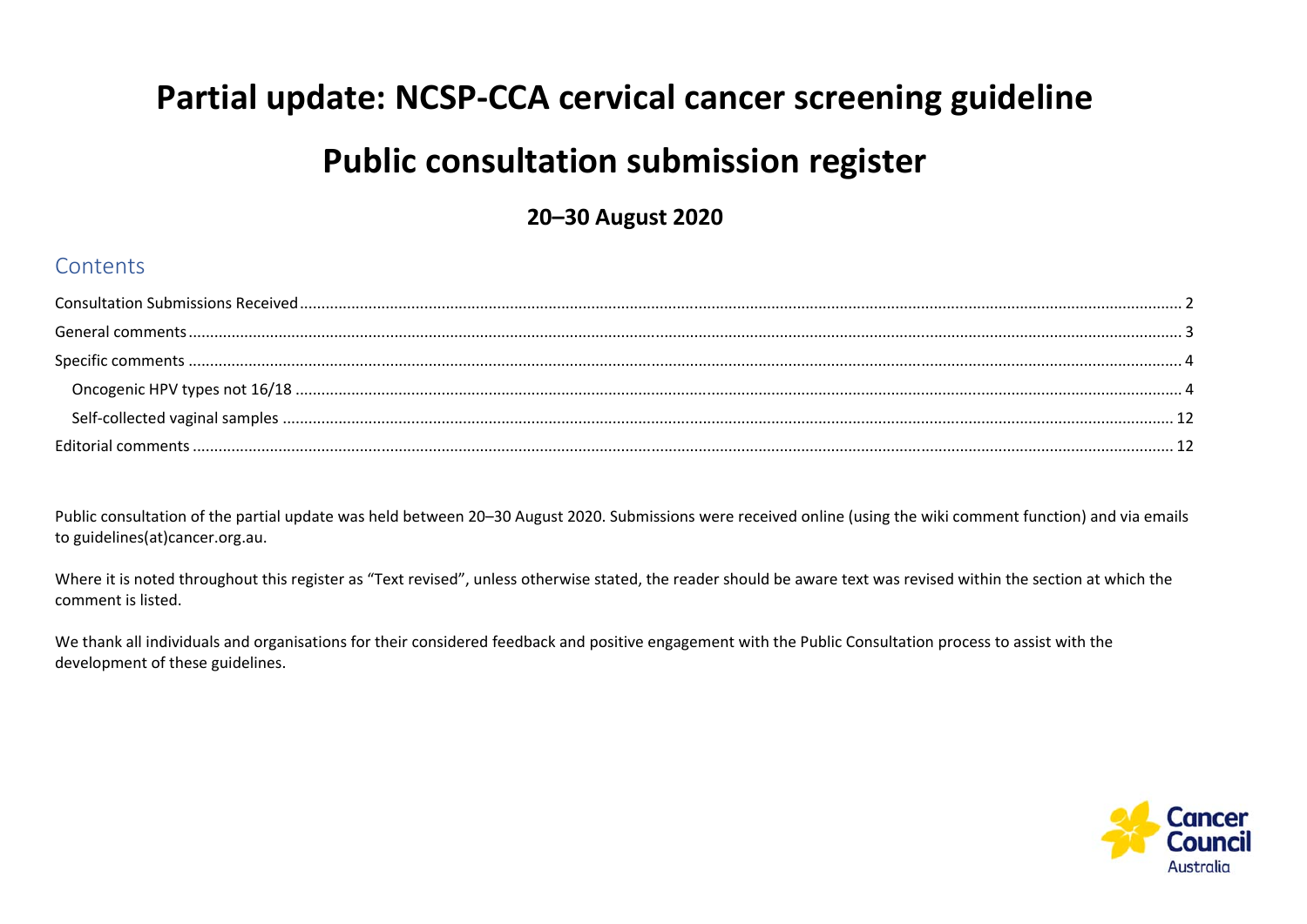# Partial update: NCSP-CCA cervical cancer screening guideline

# Public consultation submission register

### 20–30 August 2020

## Contents

- Consultation Submissions Received ..... 2
- General comments ..... 3
- Specific comments ..... 4
  - Oncogenic HPV types not 16/18 ..... 4
  - Self-collected vaginal samples ..... 12
- Editorial comments ..... 12

Public consultation of the partial update was held between 20–30 August 2020. Submissions were received online (using the wiki comment function) and via emails to guidelines(at)cancer.org.au.

Where it is noted throughout this register as "Text revised", unless otherwise stated, the reader should be aware text was revised within the section at which the comment is listed.

We thank all individuals and organisations for their considered feedback and positive engagement with the Public Consultation process to assist with the development of these guidelines.

Cancer Council Australia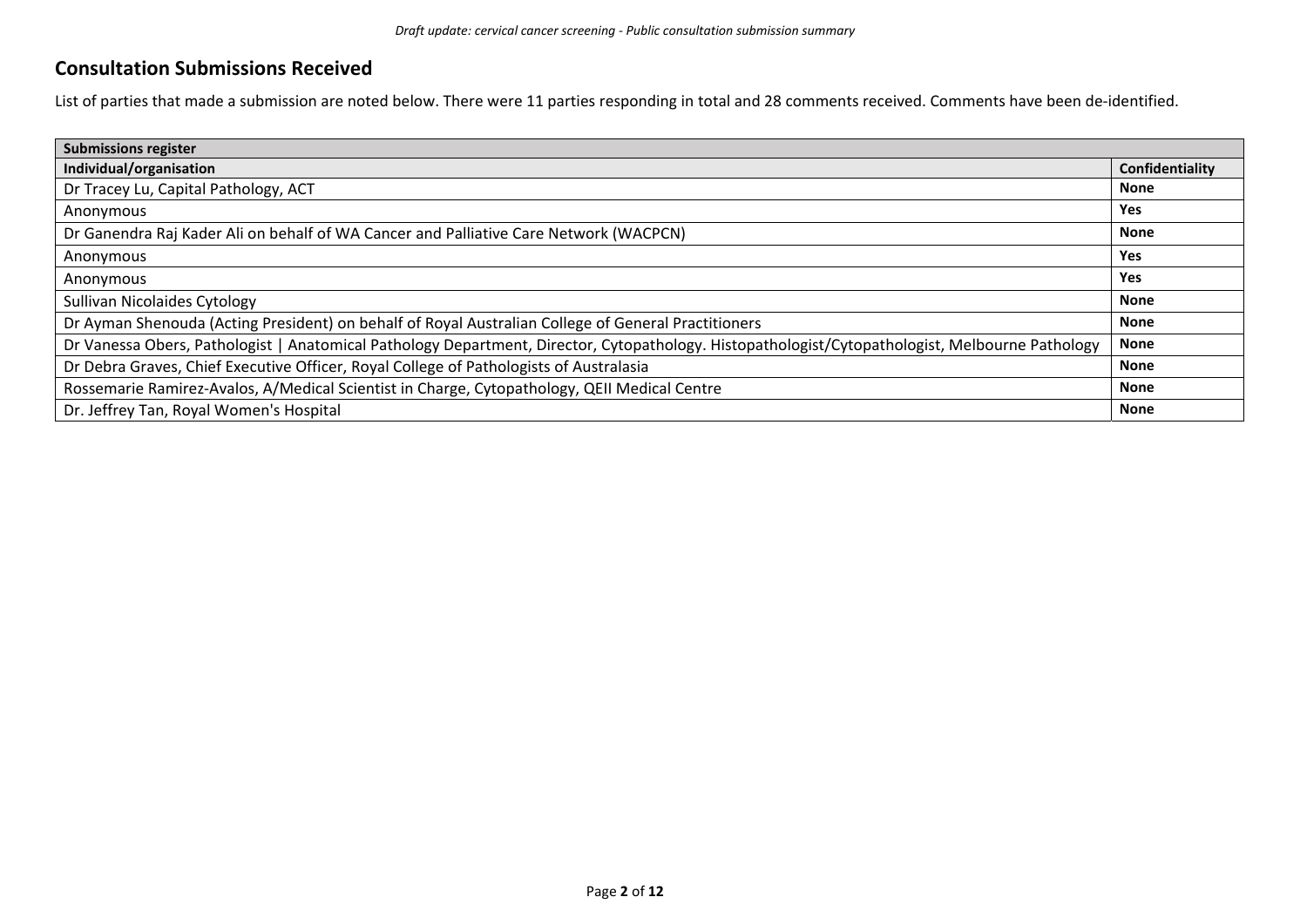## Consultation Submissions Received

List of parties that made a submission are noted below. There were 11 parties responding in total and 28 comments received. Comments have been de-identified.

| **Submissions register** | |
|---|---|
| **Individual/organisation** | **Confidentiality** |
| Dr Tracey Lu, Capital Pathology, ACT | **None** |
| Anonymous | **Yes** |
| Dr Ganendra Raj Kader Ali on behalf of WA Cancer and Palliative Care Network (WACPCN) | **None** |
| Anonymous | **Yes** |
| Anonymous | **Yes** |
| Sullivan Nicolaides Cytology | **None** |
| Dr Ayman Shenouda (Acting President) on behalf of Royal Australian College of General Practitioners | **None** |
| Dr Vanessa Obers, Pathologist \| Anatomical Pathology Department, Director, Cytopathology. Histopathologist/Cytopathologist, Melbourne Pathology | **None** |
| Dr Debra Graves, Chief Executive Officer, Royal College of Pathologists of Australasia | **None** |
| Rossemarie Ramirez-Avalos, A/Medical Scientist in Charge, Cytopathology, QEII Medical Centre | **None** |
| Dr. Jeffrey Tan, Royal Women's Hospital | **None** |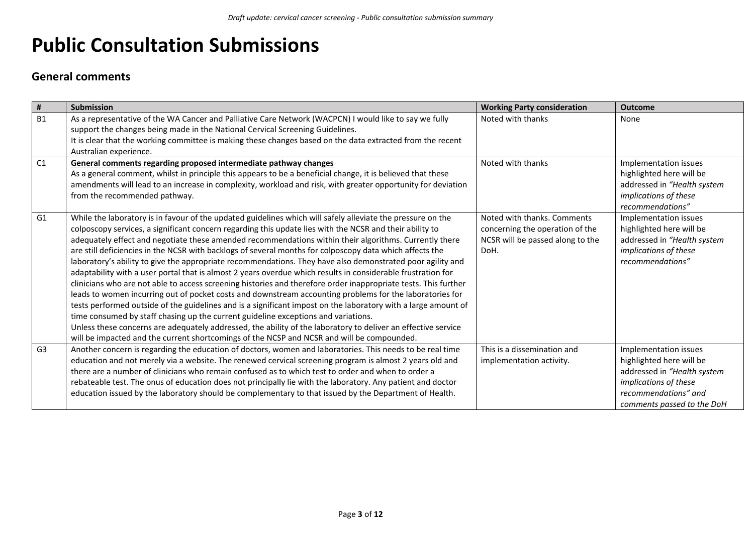# Public Consultation Submissions

## General comments

| # | Submission | Working Party consideration | Outcome |
|---|---|---|---|
| B1 | As a representative of the WA Cancer and Palliative Care Network (WACPCN) I would like to say we fully support the changes being made in the National Cervical Screening Guidelines.<br>It is clear that the working committee is making these changes based on the data extracted from the recent Australian experience. | Noted with thanks | None |
| C1 | **General comments regarding proposed intermediate pathway changes**<br>As a general comment, whilst in principle this appears to be a beneficial change, it is believed that these amendments will lead to an increase in complexity, workload and risk, with greater opportunity for deviation from the recommended pathway. | Noted with thanks | Implementation issues highlighted here will be addressed in *"Health system implications of these recommendations"* |
| G1 | While the laboratory is in favour of the updated guidelines which will safely alleviate the pressure on the colposcopy services, a significant concern regarding this update lies with the NCSR and their ability to adequately effect and negotiate these amended recommendations within their algorithms. Currently there are still deficiencies in the NCSR with backlogs of several months for colposcopy data which affects the laboratory's ability to give the appropriate recommendations. They have also demonstrated poor agility and adaptability with a user portal that is almost 2 years overdue which results in considerable frustration for clinicians who are not able to access screening histories and therefore order inappropriate tests. This further leads to women incurring out of pocket costs and downstream accounting problems for the laboratories for tests performed outside of the guidelines and is a significant impost on the laboratory with a large amount of time consumed by staff chasing up the current guideline exceptions and variations.<br>Unless these concerns are adequately addressed, the ability of the laboratory to deliver an effective service will be impacted and the current shortcomings of the NCSP and NCSR and will be compounded. | Noted with thanks. Comments concerning the operation of the NCSR will be passed along to the DoH. | Implementation issues highlighted here will be addressed in *"Health system implications of these recommendations"* |
| G3 | Another concern is regarding the education of doctors, women and laboratories. This needs to be real time education and not merely via a website. The renewed cervical screening program is almost 2 years old and there are a number of clinicians who remain confused as to which test to order and when to order a rebateable test. The onus of education does not principally lie with the laboratory. Any patient and doctor education issued by the laboratory should be complementary to that issued by the Department of Health. | This is a dissemination and implementation activity. | Implementation issues highlighted here will be addressed in *"Health system implications of these recommendations" and comments passed to the DoH* |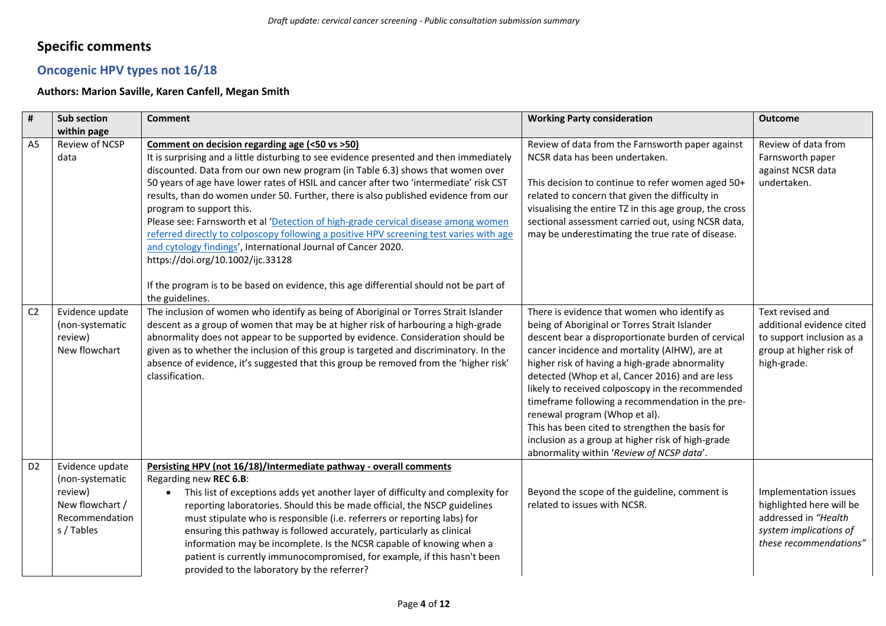## Specific comments

### Oncogenic HPV types not 16/18

**Authors: Marion Saville, Karen Canfell, Megan Smith**

| # | Sub section within page | Comment | Working Party consideration | Outcome |
|---|---|---|---|---|
| A5 | Review of NCSP data | **Comment on decision regarding age (<50 vs >50)**<br>It is surprising and a little disturbing to see evidence presented and then immediately discounted. Data from our own new program (in Table 6.3) shows that women over 50 years of age have lower rates of HSIL and cancer after two 'intermediate' risk CST results, than do women under 50. Further, there is also published evidence from our program to support this.<br>Please see: Farnsworth et al 'Detection of high-grade cervical disease among women referred directly to colposcopy following a positive HPV screening test varies with age and cytology findings', International Journal of Cancer 2020. https://doi.org/10.1002/ijc.33128<br><br>If the program is to be based on evidence, this age differential should not be part of the guidelines. | Review of data from the Farnsworth paper against NCSR data has been undertaken.<br><br>This decision to continue to refer women aged 50+ related to concern that given the difficulty in visualising the entire TZ in this age group, the cross sectional assessment carried out, using NCSR data, may be underestimating the true rate of disease. | Review of data from Farnsworth paper against NCSR data undertaken. |
| C2 | Evidence update (non-systematic review)<br>New flowchart | The inclusion of women who identify as being of Aboriginal or Torres Strait Islander descent as a group of women that may be at higher risk of harbouring a high-grade abnormality does not appear to be supported by evidence. Consideration should be given as to whether the inclusion of this group is targeted and discriminatory. In the absence of evidence, it's suggested that this group be removed from the 'higher risk' classification. | There is evidence that women who identify as being of Aboriginal or Torres Strait Islander descent bear a disproportionate burden of cervical cancer incidence and mortality (AIHW), are at higher risk of having a high-grade abnormality detected (Whop et al, Cancer 2016) and are less likely to received colposcopy in the recommended timeframe following a recommendation in the pre-renewal program (Whop et al).<br>This has been cited to strengthen the basis for inclusion as a group at higher risk of high-grade abnormality within '*Review of NCSP data*'. | Text revised and additional evidence cited to support inclusion as a group at higher risk of high-grade. |
| D2 | Evidence update (non-systematic review)<br>New flowchart / Recommendations / Tables | **Persisting HPV (not 16/18)/Intermediate pathway - overall comments**<br>Regarding new **REC 6.B**:<br>• This list of exceptions adds yet another layer of difficulty and complexity for reporting laboratories. Should this be made official, the NSCP guidelines must stipulate who is responsible (i.e. referrers or reporting labs) for ensuring this pathway is followed accurately, particularly as clinical information may be incomplete. Is the NCSR capable of knowing when a patient is currently immunocompromised, for example, if this hasn't been provided to the laboratory by the referrer? | Beyond the scope of the guideline, comment is related to issues with NCSR. | Implementation issues highlighted here will be addressed in *"Health system implications of these recommendations"* |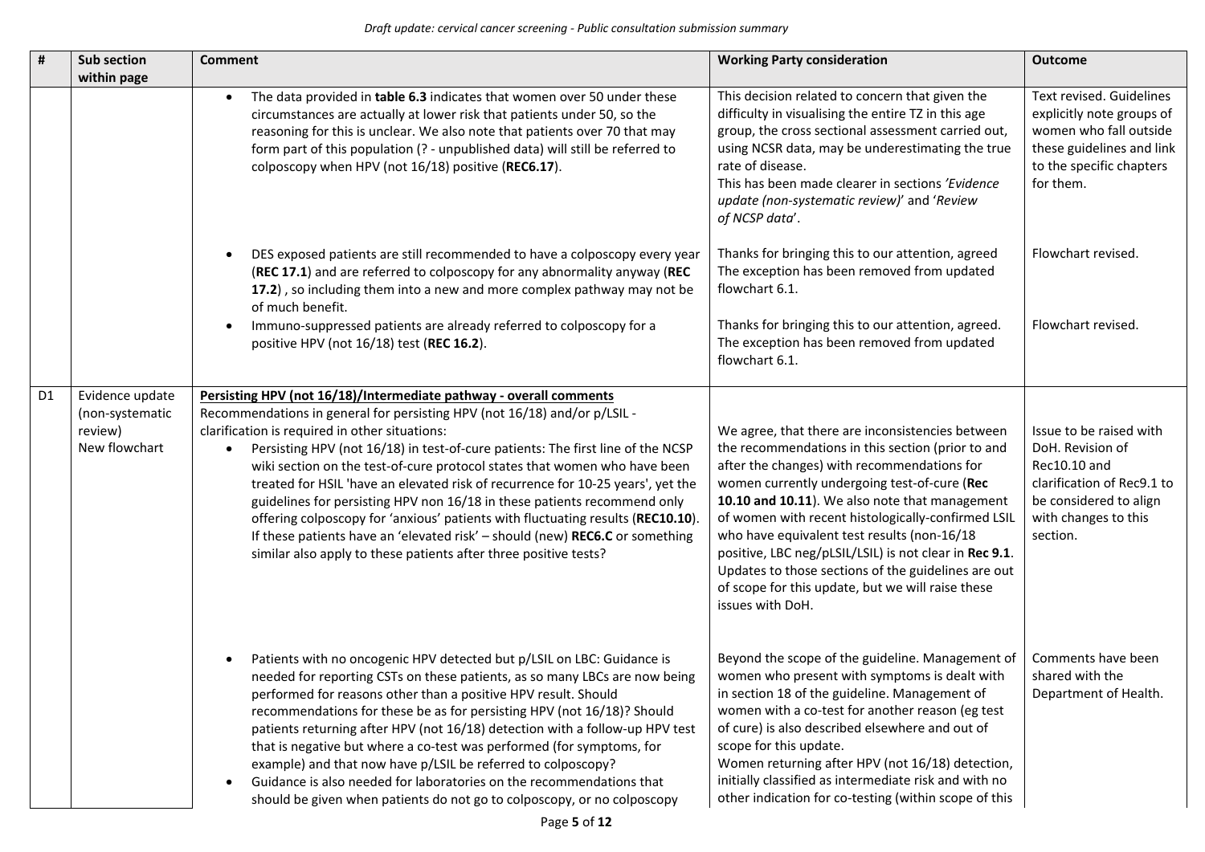| # | Sub section within page | Comment | Working Party consideration | Outcome |
|---|---|---|---|---|
| | | • The data provided in **table 6.3** indicates that women over 50 under these circumstances are actually at lower risk that patients under 50, so the reasoning for this is unclear. We also note that patients over 70 that may form part of this population (? - unpublished data) will still be referred to colposcopy when HPV (not 16/18) positive (**REC6.17**). | This decision related to concern that given the difficulty in visualising the entire TZ in this age group, the cross sectional assessment carried out, using NCSR data, may be underestimating the true rate of disease.<br>This has been made clearer in sections *'Evidence update (non-systematic review)'* and '*Review of NCSP data*'. | Text revised. Guidelines explicitly note groups of women who fall outside these guidelines and link to the specific chapters for them. |
| | | • DES exposed patients are still recommended to have a colposcopy every year (**REC 17.1**) and are referred to colposcopy for any abnormality anyway (**REC 17.2**) , so including them into a new and more complex pathway may not be of much benefit. | Thanks for bringing this to our attention, agreed The exception has been removed from updated flowchart 6.1. | Flowchart revised. |
| | | • Immuno-suppressed patients are already referred to colposcopy for a positive HPV (not 16/18) test (**REC 16.2**). | Thanks for bringing this to our attention, agreed. The exception has been removed from updated flowchart 6.1. | Flowchart revised. |
| D1 | Evidence update (non-systematic review)<br>New flowchart | **<u>Persisting HPV (not 16/18)/Intermediate pathway - overall comments</u>**<br>Recommendations in general for persisting HPV (not 16/18) and/or p/LSIL - clarification is required in other situations:<br>• Persisting HPV (not 16/18) in test-of-cure patients: The first line of the NCSP wiki section on the test-of-cure protocol states that women who have been treated for HSIL 'have an elevated risk of recurrence for 10-25 years', yet the guidelines for persisting HPV non 16/18 in these patients recommend only offering colposcopy for 'anxious' patients with fluctuating results (**REC10.10**). If these patients have an 'elevated risk' – should (new) **REC6.C** or something similar also apply to these patients after three positive tests? | We agree, that there are inconsistencies between the recommendations in this section (prior to and after the changes) with recommendations for women currently undergoing test-of-cure (**Rec 10.10 and 10.11**). We also note that management of women with recent histologically-confirmed LSIL who have equivalent test results (non-16/18 positive, LBC neg/pLSIL/LSIL) is not clear in **Rec 9.1**. Updates to those sections of the guidelines are out of scope for this update, but we will raise these issues with DoH. | Issue to be raised with DoH. Revision of Rec10.10 and clarification of Rec9.1 to be considered to align with changes to this section. |
| | | • Patients with no oncogenic HPV detected but p/LSIL on LBC: Guidance is needed for reporting CSTs on these patients, as so many LBCs are now being performed for reasons other than a positive HPV result. Should recommendations for these be as for persisting HPV (not 16/18)? Should patients returning after HPV (not 16/18) detection with a follow-up HPV test that is negative but where a co-test was performed (for symptoms, for example) and that now have p/LSIL be referred to colposcopy?<br>• Guidance is also needed for laboratories on the recommendations that should be given when patients do not go to colposcopy, or no colposcopy | Beyond the scope of the guideline. Management of women who present with symptoms is dealt with in section 18 of the guideline. Management of women with a co-test for another reason (eg test of cure) is also described elsewhere and out of scope for this update.<br>Women returning after HPV (not 16/18) detection, initially classified as intermediate risk and with no other indication for co-testing (within scope of this | Comments have been shared with the Department of Health. |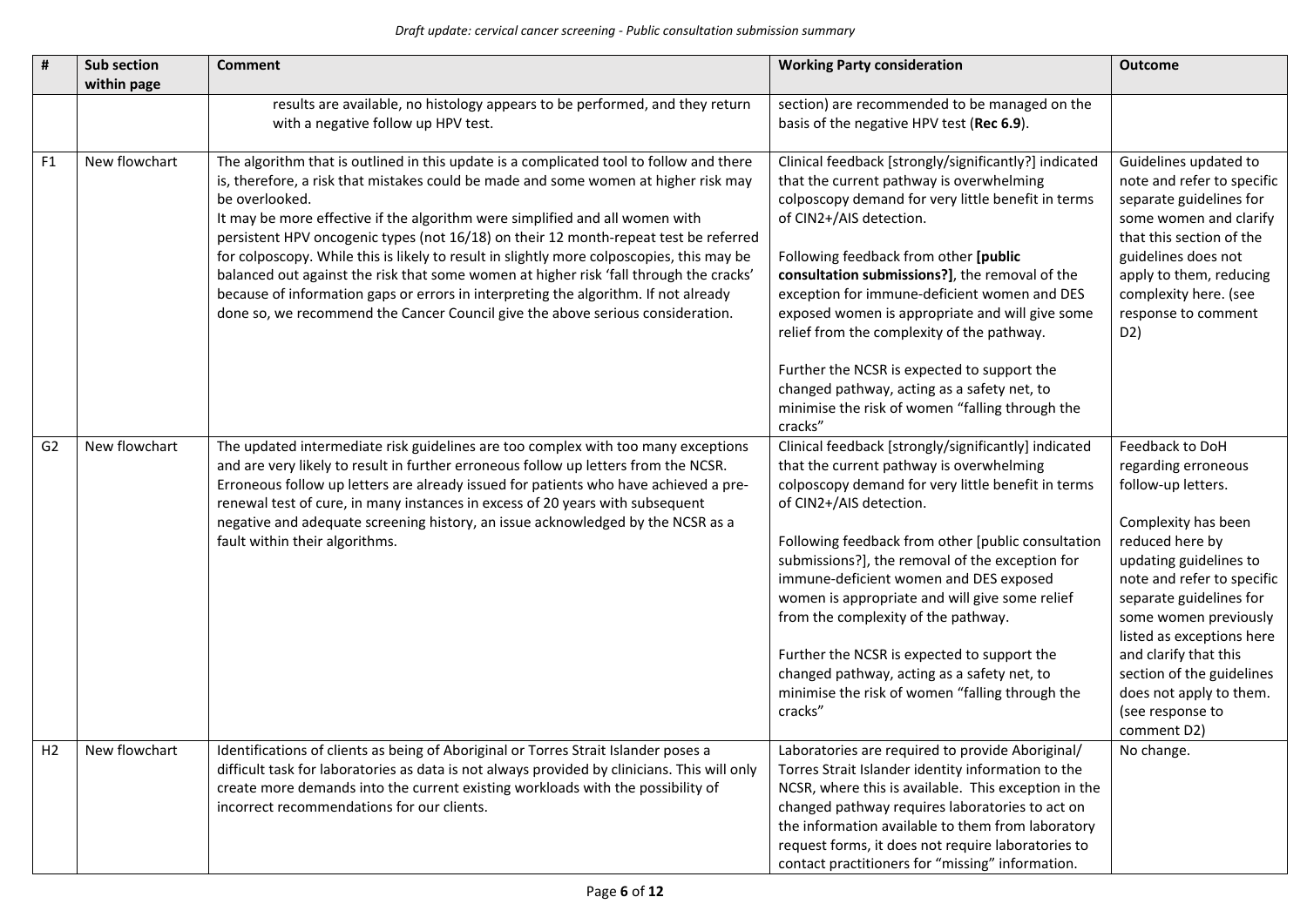| # | Sub section within page | Comment | Working Party consideration | Outcome |
|---|---|---|---|---|
| | | results are available, no histology appears to be performed, and they return with a negative follow up HPV test. | section) are recommended to be managed on the basis of the negative HPV test (**Rec 6.9**). | |
| F1 | New flowchart | The algorithm that is outlined in this update is a complicated tool to follow and there is, therefore, a risk that mistakes could be made and some women at higher risk may be overlooked.<br>It may be more effective if the algorithm were simplified and all women with persistent HPV oncogenic types (not 16/18) on their 12 month-repeat test be referred for colposcopy. While this is likely to result in slightly more colposcopies, this may be balanced out against the risk that some women at higher risk 'fall through the cracks' because of information gaps or errors in interpreting the algorithm. If not already done so, we recommend the Cancer Council give the above serious consideration. | Clinical feedback [strongly/significantly?] indicated that the current pathway is overwhelming colposcopy demand for very little benefit in terms of CIN2+/AIS detection.<br><br>Following feedback from other **[public consultation submissions?]**, the removal of the exception for immune-deficient women and DES exposed women is appropriate and will give some relief from the complexity of the pathway.<br><br>Further the NCSR is expected to support the changed pathway, acting as a safety net, to minimise the risk of women "falling through the cracks" | Guidelines updated to note and refer to specific separate guidelines for some women and clarify that this section of the guidelines does not apply to them, reducing complexity here. (see response to comment D2) |
| G2 | New flowchart | The updated intermediate risk guidelines are too complex with too many exceptions and are very likely to result in further erroneous follow up letters from the NCSR. Erroneous follow up letters are already issued for patients who have achieved a pre-renewal test of cure, in many instances in excess of 20 years with subsequent negative and adequate screening history, an issue acknowledged by the NCSR as a fault within their algorithms. | Clinical feedback [strongly/significantly] indicated that the current pathway is overwhelming colposcopy demand for very little benefit in terms of CIN2+/AIS detection.<br><br>Following feedback from other [public consultation submissions?], the removal of the exception for immune-deficient women and DES exposed women is appropriate and will give some relief from the complexity of the pathway.<br><br>Further the NCSR is expected to support the changed pathway, acting as a safety net, to minimise the risk of women "falling through the cracks" | Feedback to DoH regarding erroneous follow-up letters.<br><br>Complexity has been reduced here by updating guidelines to note and refer to specific separate guidelines for some women previously listed as exceptions here and clarify that this section of the guidelines does not apply to them. (see response to comment D2) |
| H2 | New flowchart | Identifications of clients as being of Aboriginal or Torres Strait Islander poses a difficult task for laboratories as data is not always provided by clinicians. This will only create more demands into the current existing workloads with the possibility of incorrect recommendations for our clients. | Laboratories are required to provide Aboriginal/ Torres Strait Islander identity information to the NCSR, where this is available. This exception in the changed pathway requires laboratories to act on the information available to them from laboratory request forms, it does not require laboratories to contact practitioners for "missing" information. | No change. |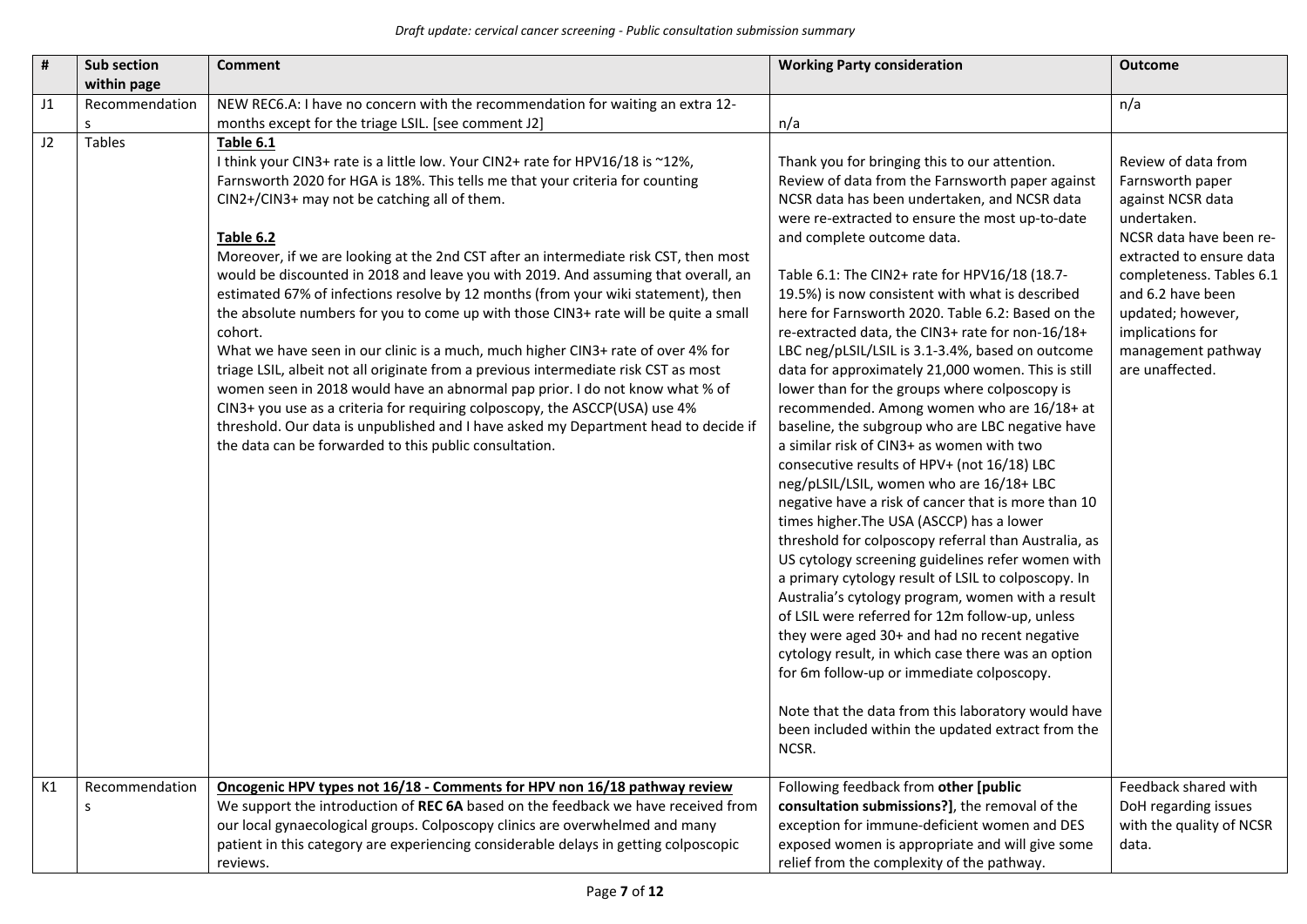| # | Sub section within page | Comment | Working Party consideration | Outcome |
|---|---|---|---|---|
| J1 | Recommendations | NEW REC6.A: I have no concern with the recommendation for waiting an extra 12-months except for the triage LSIL. [see comment J2] | n/a | n/a |
| J2 | Tables | **Table 6.1**<br>I think your CIN3+ rate is a little low. Your CIN2+ rate for HPV16/18 is ~12%, Farnsworth 2020 for HGA is 18%. This tells me that your criteria for counting CIN2+/CIN3+ may not be catching all of them.<br><br>**Table 6.2**<br>Moreover, if we are looking at the 2nd CST after an intermediate risk CST, then most would be discounted in 2018 and leave you with 2019. And assuming that overall, an estimated 67% of infections resolve by 12 months (from your wiki statement), then the absolute numbers for you to come up with those CIN3+ rate will be quite a small cohort.<br>What we have seen in our clinic is a much, much higher CIN3+ rate of over 4% for triage LSIL, albeit not all originate from a previous intermediate risk CST as most women seen in 2018 would have an abnormal pap prior. I do not know what % of CIN3+ you use as a criteria for requiring colposcopy, the ASCCP(USA) use 4% threshold. Our data is unpublished and I have asked my Department head to decide if the data can be forwarded to this public consultation. | Thank you for bringing this to our attention. Review of data from the Farnsworth paper against NCSR data has been undertaken, and NCSR data were re-extracted to ensure the most up-to-date and complete outcome data.<br><br>Table 6.1: The CIN2+ rate for HPV16/18 (18.7-19.5%) is now consistent with what is described here for Farnsworth 2020. Table 6.2: Based on the re-extracted data, the CIN3+ rate for non-16/18+ LBC neg/pLSIL/LSIL is 3.1-3.4%, based on outcome data for approximately 21,000 women. This is still lower than for the groups where colposcopy is recommended. Among women who are 16/18+ at baseline, the subgroup who are LBC negative have a similar risk of CIN3+ as women with two consecutive results of HPV+ (not 16/18) LBC neg/pLSIL/LSIL, women who are 16/18+ LBC negative have a risk of cancer that is more than 10 times higher.The USA (ASCCP) has a lower threshold for colposcopy referral than Australia, as US cytology screening guidelines refer women with a primary cytology result of LSIL to colposcopy. In Australia's cytology program, women with a result of LSIL were referred for 12m follow-up, unless they were aged 30+ and had no recent negative cytology result, in which case there was an option for 6m follow-up or immediate colposcopy.<br><br>Note that the data from this laboratory would have been included within the updated extract from the NCSR. | Review of data from Farnsworth paper against NCSR data undertaken.<br>NCSR data have been re-extracted to ensure data completeness. Tables 6.1 and 6.2 have been updated; however, implications for management pathway are unaffected. |
| K1 | Recommendations | **Oncogenic HPV types not 16/18 - Comments for HPV non 16/18 pathway review**<br>We support the introduction of **REC 6A** based on the feedback we have received from our local gynaecological groups. Colposcopy clinics are overwhelmed and many patient in this category are experiencing considerable delays in getting colposcopic reviews. | Following feedback from **other [public consultation submissions?]**, the removal of the exception for immune-deficient women and DES exposed women is appropriate and will give some relief from the complexity of the pathway. | Feedback shared with DoH regarding issues with the quality of NCSR data. |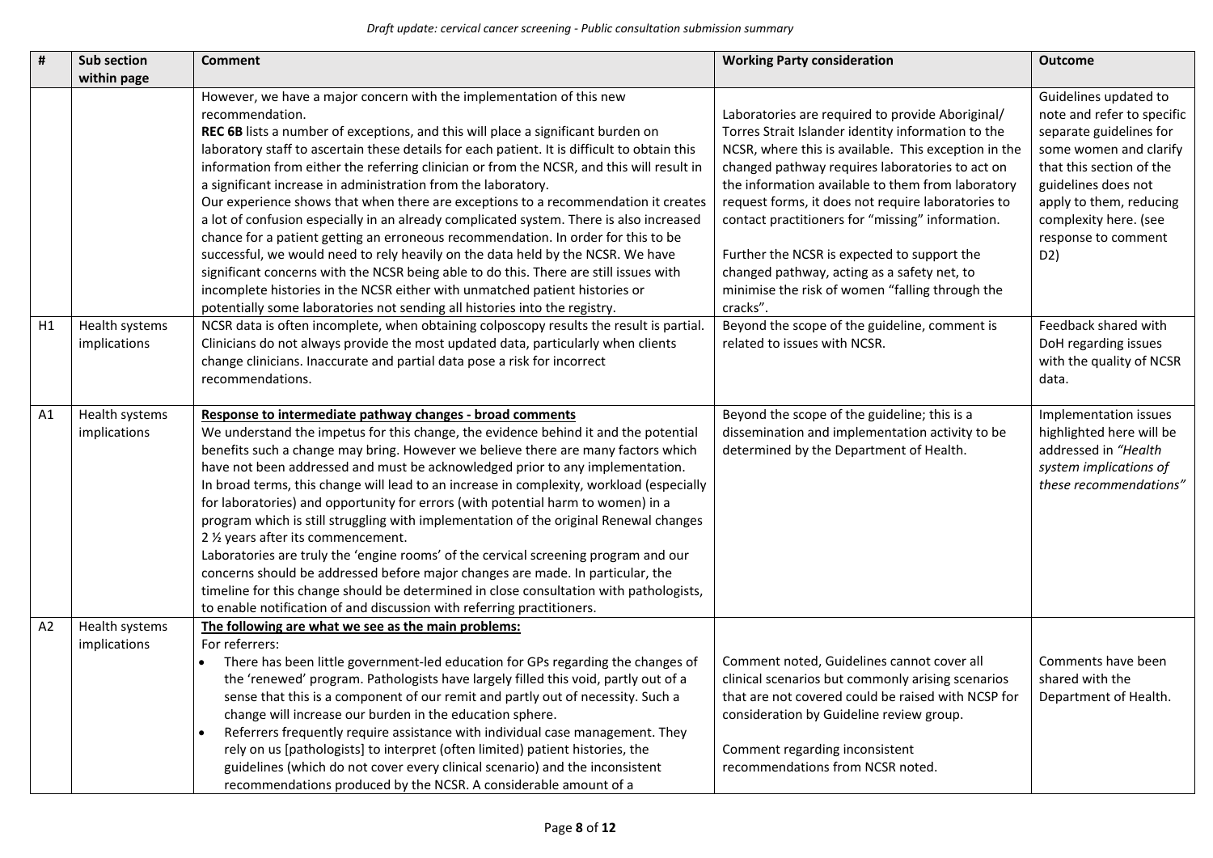| # | Sub section within page | Comment | Working Party consideration | Outcome |
|---|---|---|---|---|
| | | However, we have a major concern with the implementation of this new recommendation.<br>**REC 6B** lists a number of exceptions, and this will place a significant burden on laboratory staff to ascertain these details for each patient. It is difficult to obtain this information from either the referring clinician or from the NCSR, and this will result in a significant increase in administration from the laboratory.<br>Our experience shows that when there are exceptions to a recommendation it creates a lot of confusion especially in an already complicated system. There is also increased chance for a patient getting an erroneous recommendation. In order for this to be successful, we would need to rely heavily on the data held by the NCSR. We have significant concerns with the NCSR being able to do this. There are still issues with incomplete histories in the NCSR either with unmatched patient histories or potentially some laboratories not sending all histories into the registry. | Laboratories are required to provide Aboriginal/ Torres Strait Islander identity information to the NCSR, where this is available. This exception in the changed pathway requires laboratories to act on the information available to them from laboratory request forms, it does not require laboratories to contact practitioners for "missing" information.<br><br>Further the NCSR is expected to support the changed pathway, acting as a safety net, to minimise the risk of women "falling through the cracks". | Guidelines updated to note and refer to specific separate guidelines for some women and clarify that this section of the guidelines does not apply to them, reducing complexity here. (see response to comment D2) |
| H1 | Health systems implications | NCSR data is often incomplete, when obtaining colposcopy results the result is partial. Clinicians do not always provide the most updated data, particularly when clients change clinicians. Inaccurate and partial data pose a risk for incorrect recommendations. | Beyond the scope of the guideline, comment is related to issues with NCSR. | Feedback shared with DoH regarding issues with the quality of NCSR data. |
| A1 | Health systems implications | **<u>Response to intermediate pathway changes - broad comments</u>**<br>We understand the impetus for this change, the evidence behind it and the potential benefits such a change may bring. However we believe there are many factors which have not been addressed and must be acknowledged prior to any implementation.<br>In broad terms, this change will lead to an increase in complexity, workload (especially for laboratories) and opportunity for errors (with potential harm to women) in a program which is still struggling with implementation of the original Renewal changes 2 ½ years after its commencement.<br>Laboratories are truly the 'engine rooms' of the cervical screening program and our concerns should be addressed before major changes are made. In particular, the timeline for this change should be determined in close consultation with pathologists, to enable notification of and discussion with referring practitioners. | Beyond the scope of the guideline; this is a dissemination and implementation activity to be determined by the Department of Health. | Implementation issues highlighted here will be addressed in *"Health system implications of these recommendations"* |
| A2 | Health systems implications | **<u>The following are what we see as the main problems:</u>**<br>For referrers:<br>• There has been little government-led education for GPs regarding the changes of the 'renewed' program. Pathologists have largely filled this void, partly out of a sense that this is a component of our remit and partly out of necessity. Such a change will increase our burden in the education sphere.<br>• Referrers frequently require assistance with individual case management. They rely on us [pathologists] to interpret (often limited) patient histories, the guidelines (which do not cover every clinical scenario) and the inconsistent recommendations produced by the NCSR. A considerable amount of a | Comment noted, Guidelines cannot cover all clinical scenarios but commonly arising scenarios that are not covered could be raised with NCSP for consideration by Guideline review group.<br><br>Comment regarding inconsistent recommendations from NCSR noted. | Comments have been shared with the Department of Health. |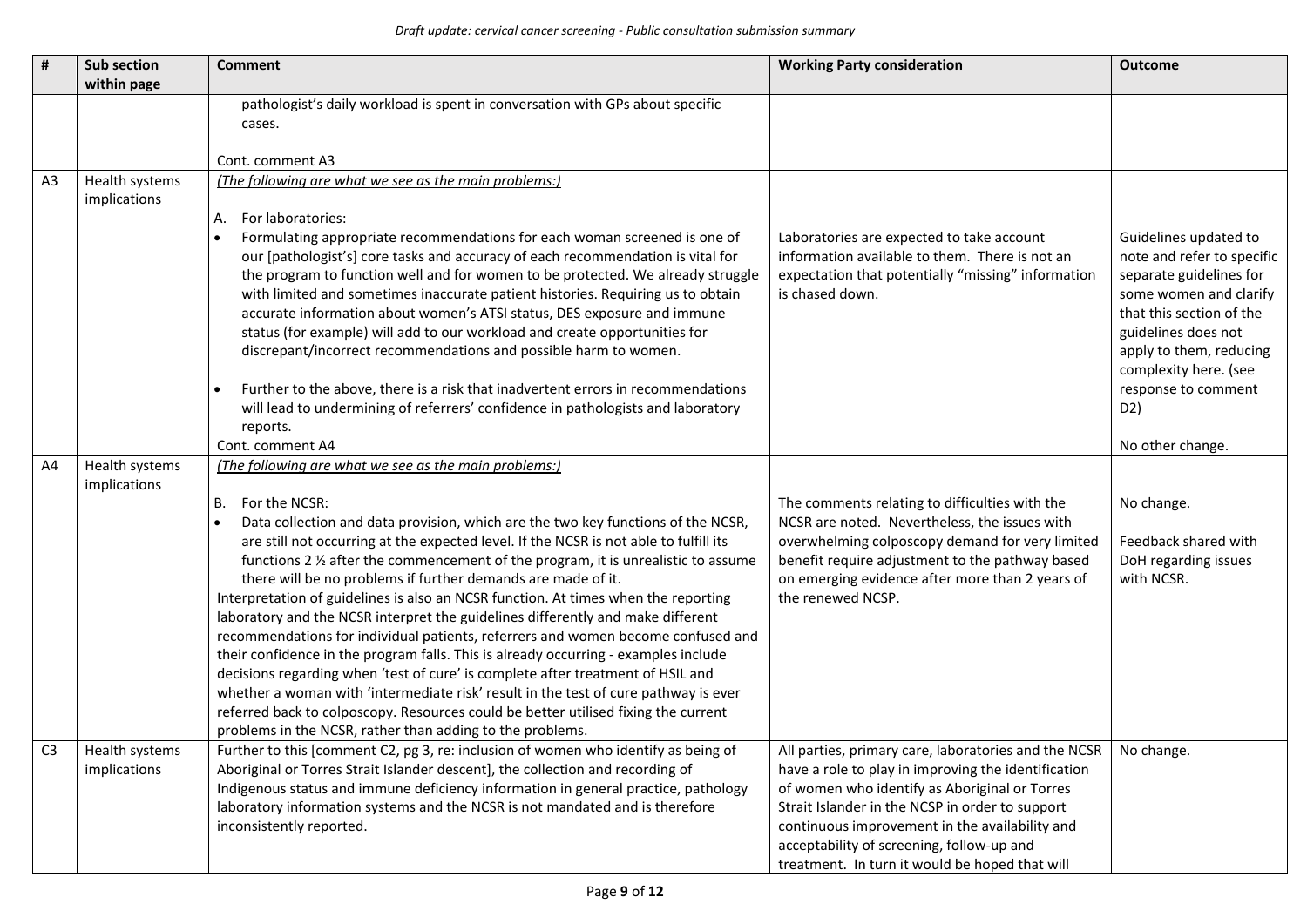| # | Sub section within page | Comment | Working Party consideration | Outcome |
|---|---|---|---|---|
| | | pathologist's daily workload is spent in conversation with GPs about specific cases.<br><br>Cont. comment A3 | | |
| A3 | Health systems implications | *(The following are what we see as the main problems:)*<br><br>A. For laboratories:<br>• Formulating appropriate recommendations for each woman screened is one of our [pathologist's] core tasks and accuracy of each recommendation is vital for the program to function well and for women to be protected. We already struggle with limited and sometimes inaccurate patient histories. Requiring us to obtain accurate information about women's ATSI status, DES exposure and immune status (for example) will add to our workload and create opportunities for discrepant/incorrect recommendations and possible harm to women.<br><br>• Further to the above, there is a risk that inadvertent errors in recommendations will lead to undermining of referrers' confidence in pathologists and laboratory reports.<br>Cont. comment A4 | Laboratories are expected to take account information available to them. There is not an expectation that potentially "missing" information is chased down. | Guidelines updated to note and refer to specific separate guidelines for some women and clarify that this section of the guidelines does not apply to them, reducing complexity here. (see response to comment D2)<br><br>No other change. |
| A4 | Health systems implications | *(The following are what we see as the main problems:)*<br><br>B. For the NCSR:<br>• Data collection and data provision, which are the two key functions of the NCSR, are still not occurring at the expected level. If the NCSR is not able to fulfill its functions 2 ½ after the commencement of the program, it is unrealistic to assume there will be no problems if further demands are made of it.<br>Interpretation of guidelines is also an NCSR function. At times when the reporting laboratory and the NCSR interpret the guidelines differently and make different recommendations for individual patients, referrers and women become confused and their confidence in the program falls. This is already occurring - examples include decisions regarding when 'test of cure' is complete after treatment of HSIL and whether a woman with 'intermediate risk' result in the test of cure pathway is ever referred back to colposcopy. Resources could be better utilised fixing the current problems in the NCSR, rather than adding to the problems. | The comments relating to difficulties with the NCSR are noted. Nevertheless, the issues with overwhelming colposcopy demand for very limited benefit require adjustment to the pathway based on emerging evidence after more than 2 years of the renewed NCSP. | No change.<br><br>Feedback shared with DoH regarding issues with NCSR. |
| C3 | Health systems implications | Further to this [comment C2, pg 3, re: inclusion of women who identify as being of Aboriginal or Torres Strait Islander descent], the collection and recording of Indigenous status and immune deficiency information in general practice, pathology laboratory information systems and the NCSR is not mandated and is therefore inconsistently reported. | All parties, primary care, laboratories and the NCSR have a role to play in improving the identification of women who identify as Aboriginal or Torres Strait Islander in the NCSP in order to support continuous improvement in the availability and acceptability of screening, follow-up and treatment. In turn it would be hoped that will | No change. |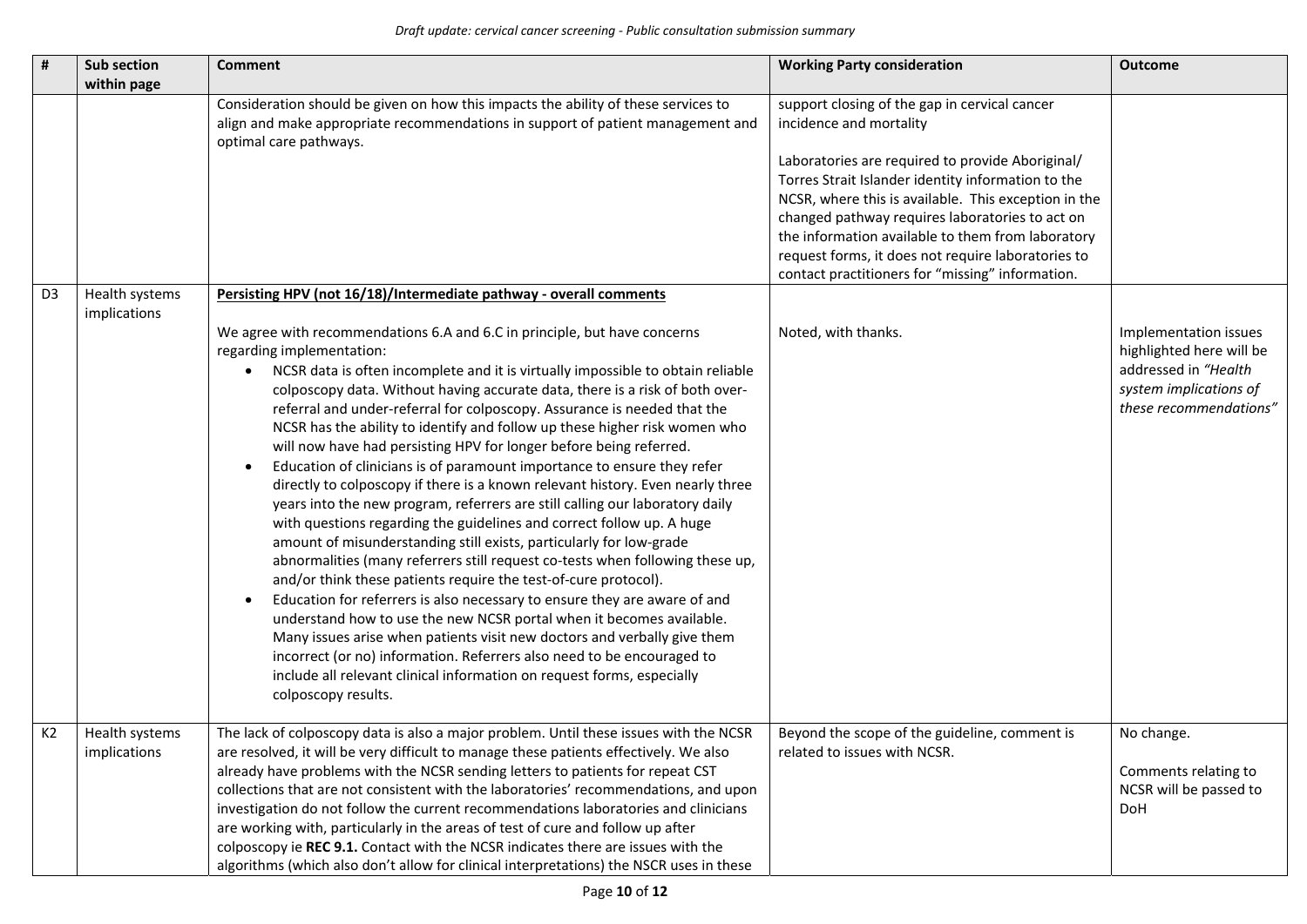| # | Sub section within page | Comment | Working Party consideration | Outcome |
|---|---|---|---|---|
| | | Consideration should be given on how this impacts the ability of these services to align and make appropriate recommendations in support of patient management and optimal care pathways. | support closing of the gap in cervical cancer incidence and mortality<br><br>Laboratories are required to provide Aboriginal/ Torres Strait Islander identity information to the NCSR, where this is available. This exception in the changed pathway requires laboratories to act on the information available to them from laboratory request forms, it does not require laboratories to contact practitioners for "missing" information. | |
| D3 | Health systems implications | **Persisting HPV (not 16/18)/Intermediate pathway - overall comments**<br><br>We agree with recommendations 6.A and 6.C in principle, but have concerns regarding implementation:<br>• NCSR data is often incomplete and it is virtually impossible to obtain reliable colposcopy data. Without having accurate data, there is a risk of both over-referral and under-referral for colposcopy. Assurance is needed that the NCSR has the ability to identify and follow up these higher risk women who will now have had persisting HPV for longer before being referred.<br>• Education of clinicians is of paramount importance to ensure they refer directly to colposcopy if there is a known relevant history. Even nearly three years into the new program, referrers are still calling our laboratory daily with questions regarding the guidelines and correct follow up. A huge amount of misunderstanding still exists, particularly for low-grade abnormalities (many referrers still request co-tests when following these up, and/or think these patients require the test-of-cure protocol).<br>• Education for referrers is also necessary to ensure they are aware of and understand how to use the new NCSR portal when it becomes available. Many issues arise when patients visit new doctors and verbally give them incorrect (or no) information. Referrers also need to be encouraged to include all relevant clinical information on request forms, especially colposcopy results. | Noted, with thanks. | Implementation issues highlighted here will be addressed in *"Health system implications of these recommendations"* |
| K2 | Health systems implications | The lack of colposcopy data is also a major problem. Until these issues with the NCSR are resolved, it will be very difficult to manage these patients effectively. We also already have problems with the NCSR sending letters to patients for repeat CST collections that are not consistent with the laboratories' recommendations, and upon investigation do not follow the current recommendations laboratories and clinicians are working with, particularly in the areas of test of cure and follow up after colposcopy ie **REC 9.1.** Contact with the NCSR indicates there are issues with the algorithms (which also don't allow for clinical interpretations) the NSCR uses in these | Beyond the scope of the guideline, comment is related to issues with NCSR. | No change.<br><br>Comments relating to NCSR will be passed to DoH |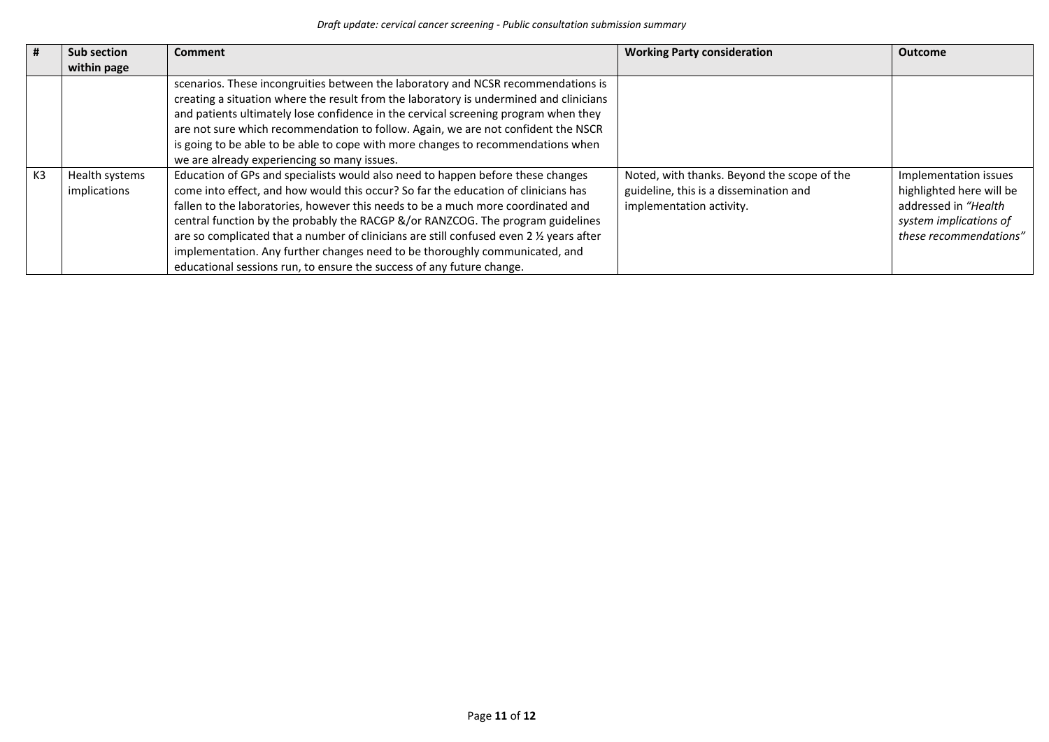| # | Sub section within page | Comment | Working Party consideration | Outcome |
|---|---|---|---|---|
| | | scenarios. These incongruities between the laboratory and NCSR recommendations is creating a situation where the result from the laboratory is undermined and clinicians and patients ultimately lose confidence in the cervical screening program when they are not sure which recommendation to follow. Again, we are not confident the NSCR is going to be able to be able to cope with more changes to recommendations when we are already experiencing so many issues. | | |
| K3 | Health systems implications | Education of GPs and specialists would also need to happen before these changes come into effect, and how would this occur? So far the education of clinicians has fallen to the laboratories, however this needs to be a much more coordinated and central function by the probably the RACGP &/or RANZCOG. The program guidelines are so complicated that a number of clinicians are still confused even 2 ½ years after implementation. Any further changes need to be thoroughly communicated, and educational sessions run, to ensure the success of any future change. | Noted, with thanks. Beyond the scope of the guideline, this is a dissemination and implementation activity. | Implementation issues highlighted here will be addressed in *"Health system implications of these recommendations"* |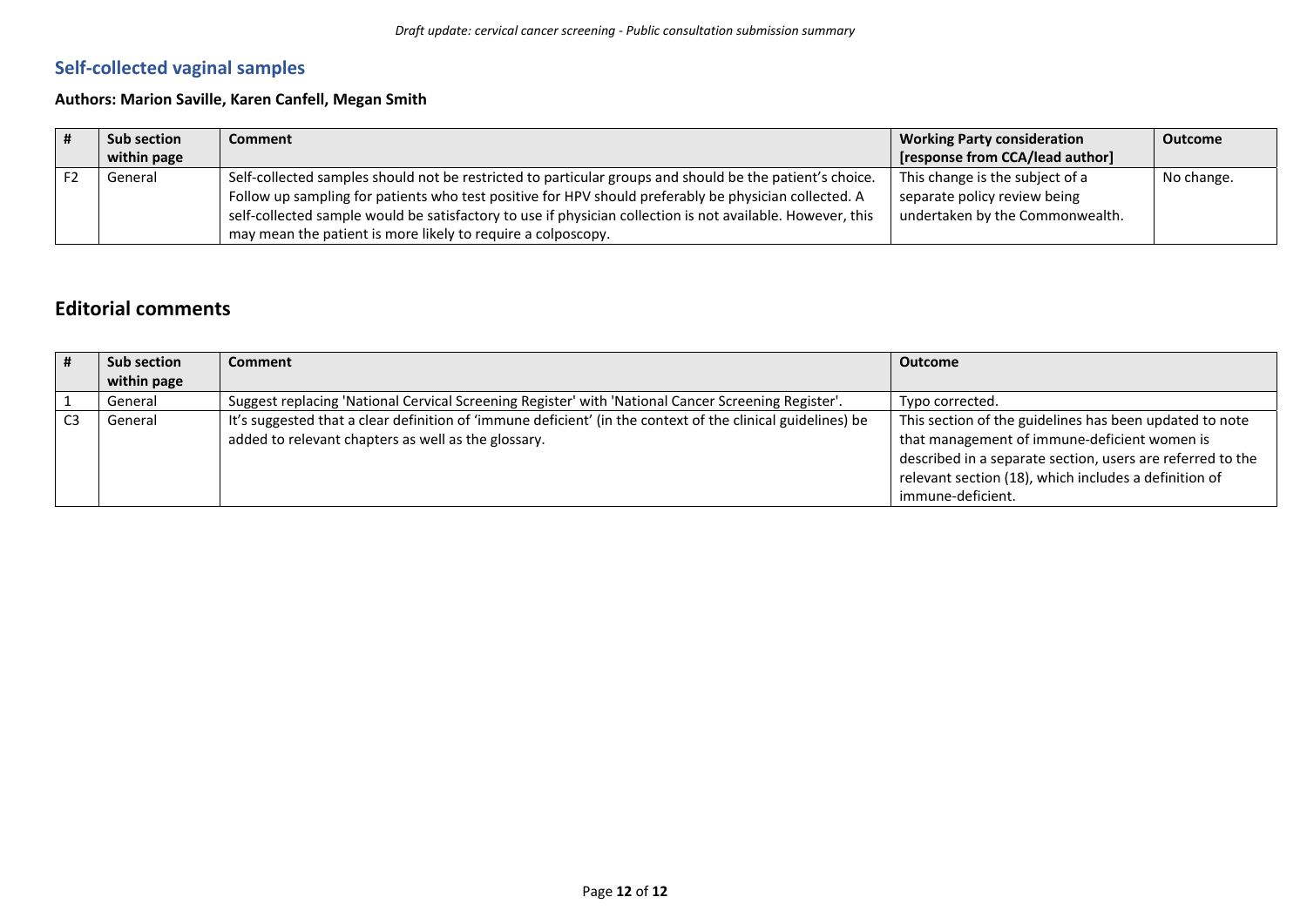## Self-collected vaginal samples

**Authors: Marion Saville, Karen Canfell, Megan Smith**

| # | Sub section within page | Comment | Working Party consideration [response from CCA/lead author] | Outcome |
|---|---|---|---|---|
| F2 | General | Self-collected samples should not be restricted to particular groups and should be the patient's choice. Follow up sampling for patients who test positive for HPV should preferably be physician collected. A self-collected sample would be satisfactory to use if physician collection is not available. However, this may mean the patient is more likely to require a colposcopy. | This change is the subject of a separate policy review being undertaken by the Commonwealth. | No change. |

## Editorial comments

| # | Sub section within page | Comment | Outcome |
|---|---|---|---|
| 1 | General | Suggest replacing 'National Cervical Screening Register' with 'National Cancer Screening Register'. | Typo corrected. |
| C3 | General | It's suggested that a clear definition of 'immune deficient' (in the context of the clinical guidelines) be added to relevant chapters as well as the glossary. | This section of the guidelines has been updated to note that management of immune-deficient women is described in a separate section, users are referred to the relevant section (18), which includes a definition of immune-deficient. |